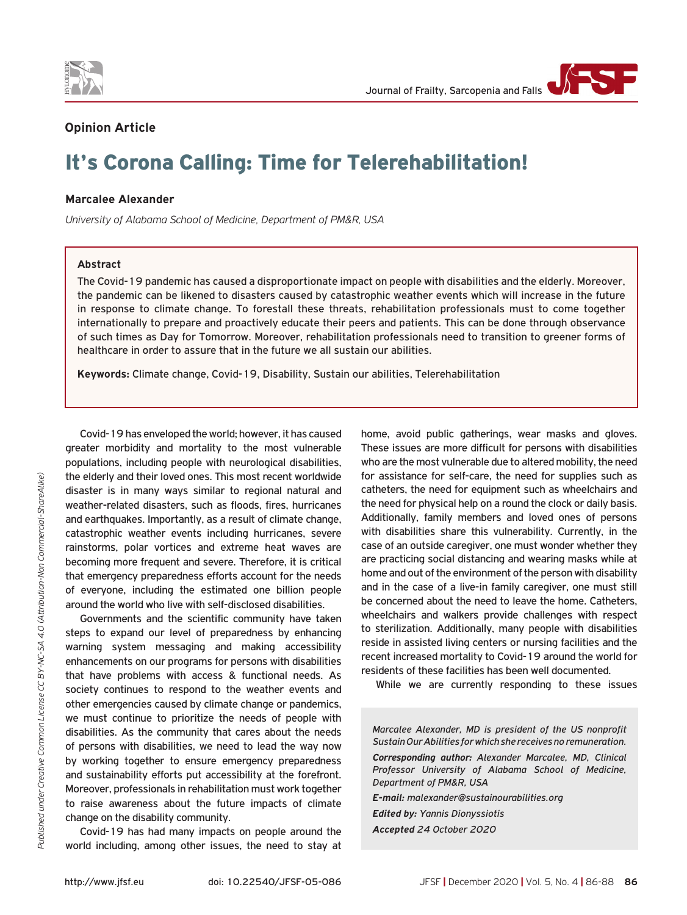**Opinion Article**

# It's Corona Calling: Time for Telerehabilitation!

**Marcalee Alexander**

*University of Alabama School of Medicine, Department of PM&R, USA*

> **Abstract**
>
> The Covid-19 pandemic has caused a disproportionate impact on people with disabilities and the elderly. Moreover, the pandemic can be likened to disasters caused by catastrophic weather events which will increase in the future in response to climate change. To forestall these threats, rehabilitation professionals must to come together internationally to prepare and proactively educate their peers and patients. This can be done through observance of such times as Day for Tomorrow. Moreover, rehabilitation professionals need to transition to greener forms of healthcare in order to assure that in the future we all sustain our abilities.
>
> **Keywords:** Climate change, Covid-19, Disability, Sustain our abilities, Telerehabilitation

Covid-19 has enveloped the world; however, it has caused greater morbidity and mortality to the most vulnerable populations, including people with neurological disabilities, the elderly and their loved ones. This most recent worldwide disaster is in many ways similar to regional natural and weather-related disasters, such as floods, fires, hurricanes and earthquakes. Importantly, as a result of climate change, catastrophic weather events including hurricanes, severe rainstorms, polar vortices and extreme heat waves are becoming more frequent and severe. Therefore, it is critical that emergency preparedness efforts account for the needs of everyone, including the estimated one billion people around the world who live with self-disclosed disabilities.

Governments and the scientific community have taken steps to expand our level of preparedness by enhancing warning system messaging and making accessibility enhancements on our programs for persons with disabilities that have problems with access & functional needs. As society continues to respond to the weather events and other emergencies caused by climate change or pandemics, we must continue to prioritize the needs of people with disabilities. As the community that cares about the needs of persons with disabilities, we need to lead the way now by working together to ensure emergency preparedness and sustainability efforts put accessibility at the forefront. Moreover, professionals in rehabilitation must work together to raise awareness about the future impacts of climate change on the disability community.

Covid-19 has had many impacts on people around the world including, among other issues, the need to stay at home, avoid public gatherings, wear masks and gloves. These issues are more difficult for persons with disabilities who are the most vulnerable due to altered mobility, the need for assistance for self-care, the need for supplies such as catheters, the need for equipment such as wheelchairs and the need for physical help on a round the clock or daily basis. Additionally, family members and loved ones of persons with disabilities share this vulnerability. Currently, in the case of an outside caregiver, one must wonder whether they are practicing social distancing and wearing masks while at home and out of the environment of the person with disability and in the case of a live-in family caregiver, one must still be concerned about the need to leave the home. Catheters, wheelchairs and walkers provide challenges with respect to sterilization. Additionally, many people with disabilities reside in assisted living centers or nursing facilities and the recent increased mortality to Covid-19 around the world for residents of these facilities has been well documented.

While we are currently responding to these issues

*Marcalee Alexander, MD is president of the US nonprofit Sustain Our Abilities for which she receives no remuneration.*

***Corresponding author:** Alexander Marcalee, MD, Clinical Professor University of Alabama School of Medicine, Department of PM&R, USA*

***E-mail:** malexander@sustainourabilities.org*

***Edited by:** Yannis Dionyssiotis*

***Accepted** 24 October 2020*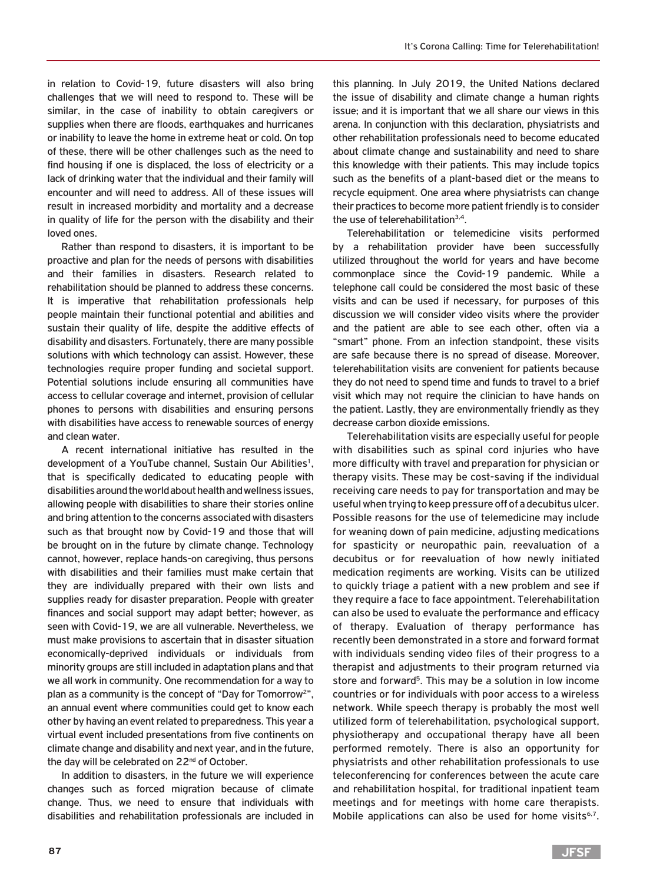in relation to Covid-19, future disasters will also bring challenges that we will need to respond to. These will be similar, in the case of inability to obtain caregivers or supplies when there are floods, earthquakes and hurricanes or inability to leave the home in extreme heat or cold. On top of these, there will be other challenges such as the need to find housing if one is displaced, the loss of electricity or a lack of drinking water that the individual and their family will encounter and will need to address. All of these issues will result in increased morbidity and mortality and a decrease in quality of life for the person with the disability and their loved ones.

Rather than respond to disasters, it is important to be proactive and plan for the needs of persons with disabilities and their families in disasters. Research related to rehabilitation should be planned to address these concerns. It is imperative that rehabilitation professionals help people maintain their functional potential and abilities and sustain their quality of life, despite the additive effects of disability and disasters. Fortunately, there are many possible solutions with which technology can assist. However, these technologies require proper funding and societal support. Potential solutions include ensuring all communities have access to cellular coverage and internet, provision of cellular phones to persons with disabilities and ensuring persons with disabilities have access to renewable sources of energy and clean water.

A recent international initiative has resulted in the development of a YouTube channel, Sustain Our Abilities[1], that is specifically dedicated to educating people with disabilities around the world about health and wellness issues, allowing people with disabilities to share their stories online and bring attention to the concerns associated with disasters such as that brought now by Covid-19 and those that will be brought on in the future by climate change. Technology cannot, however, replace hands-on caregiving, thus persons with disabilities and their families must make certain that they are individually prepared with their own lists and supplies ready for disaster preparation. People with greater finances and social support may adapt better; however, as seen with Covid-19, we are all vulnerable. Nevertheless, we must make provisions to ascertain that in disaster situation economically-deprived individuals or individuals from minority groups are still included in adaptation plans and that we all work in community. One recommendation for a way to plan as a community is the concept of "Day for Tomorrow[2]", an annual event where communities could get to know each other by having an event related to preparedness. This year a virtual event included presentations from five continents on climate change and disability and next year, and in the future, the day will be celebrated on 22nd of October.

In addition to disasters, in the future we will experience changes such as forced migration because of climate change. Thus, we need to ensure that individuals with disabilities and rehabilitation professionals are included in this planning. In July 2019, the United Nations declared the issue of disability and climate change a human rights issue; and it is important that we all share our views in this arena. In conjunction with this declaration, physiatrists and other rehabilitation professionals need to become educated about climate change and sustainability and need to share this knowledge with their patients. This may include topics such as the benefits of a plant-based diet or the means to recycle equipment. One area where physiatrists can change their practices to become more patient friendly is to consider the use of telerehabilitation[3,4].

Telerehabilitation or telemedicine visits performed by a rehabilitation provider have been successfully utilized throughout the world for years and have become commonplace since the Covid-19 pandemic. While a telephone call could be considered the most basic of these visits and can be used if necessary, for purposes of this discussion we will consider video visits where the provider and the patient are able to see each other, often via a "smart" phone. From an infection standpoint, these visits are safe because there is no spread of disease. Moreover, telerehabilitation visits are convenient for patients because they do not need to spend time and funds to travel to a brief visit which may not require the clinician to have hands on the patient. Lastly, they are environmentally friendly as they decrease carbon dioxide emissions.

Telerehabilitation visits are especially useful for people with disabilities such as spinal cord injuries who have more difficulty with travel and preparation for physician or therapy visits. These may be cost-saving if the individual receiving care needs to pay for transportation and may be useful when trying to keep pressure off of a decubitus ulcer. Possible reasons for the use of telemedicine may include for weaning down of pain medicine, adjusting medications for spasticity or neuropathic pain, reevaluation of a decubitus or for reevaluation of how newly initiated medication regiments are working. Visits can be utilized to quickly triage a patient with a new problem and see if they require a face to face appointment. Telerehabilitation can also be used to evaluate the performance and efficacy of therapy. Evaluation of therapy performance has recently been demonstrated in a store and forward format with individuals sending video files of their progress to a therapist and adjustments to their program returned via store and forward[5]. This may be a solution in low income countries or for individuals with poor access to a wireless network. While speech therapy is probably the most well utilized form of telerehabilitation, psychological support, physiotherapy and occupational therapy have all been performed remotely. There is also an opportunity for physiatrists and other rehabilitation professionals to use teleconferencing for conferences between the acute care and rehabilitation hospital, for traditional inpatient team meetings and for meetings with home care therapists. Mobile applications can also be used for home visits[6,7].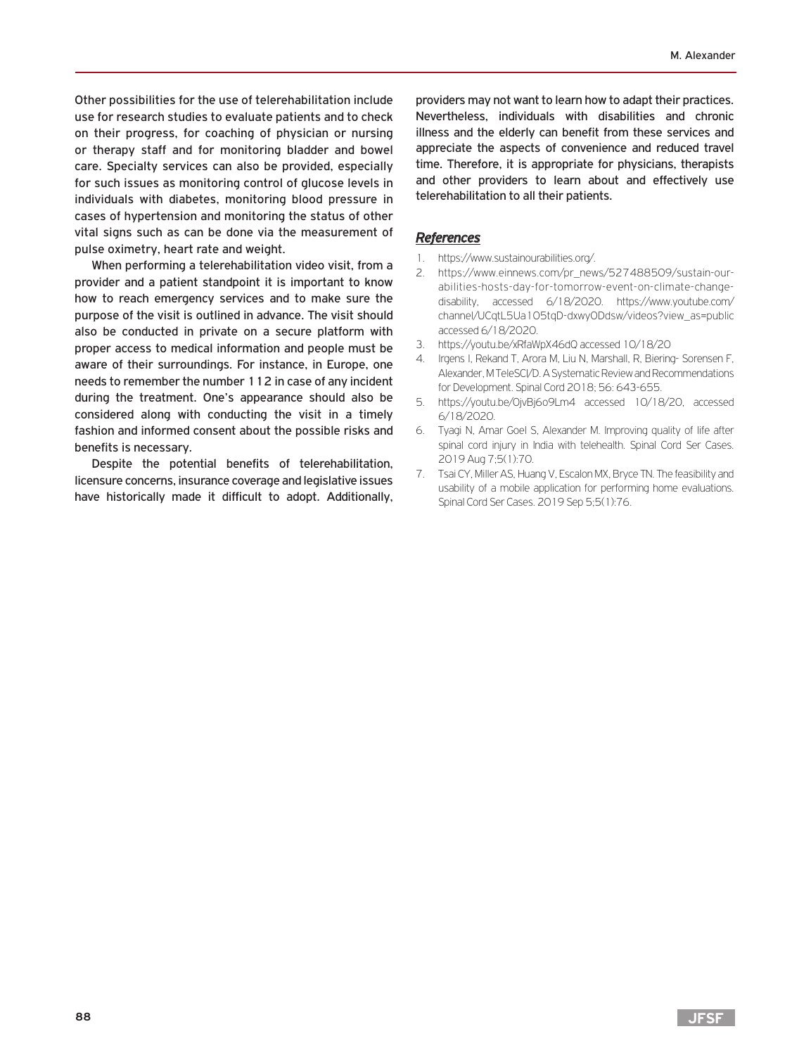Other possibilities for the use of telerehabilitation include use for research studies to evaluate patients and to check on their progress, for coaching of physician or nursing or therapy staff and for monitoring bladder and bowel care. Specialty services can also be provided, especially for such issues as monitoring control of glucose levels in individuals with diabetes, monitoring blood pressure in cases of hypertension and monitoring the status of other vital signs such as can be done via the measurement of pulse oximetry, heart rate and weight.

When performing a telerehabilitation video visit, from a provider and a patient standpoint it is important to know how to reach emergency services and to make sure the purpose of the visit is outlined in advance. The visit should also be conducted in private on a secure platform with proper access to medical information and people must be aware of their surroundings. For instance, in Europe, one needs to remember the number 112 in case of any incident during the treatment. One's appearance should also be considered along with conducting the visit in a timely fashion and informed consent about the possible risks and benefits is necessary.

Despite the potential benefits of telerehabilitation, licensure concerns, insurance coverage and legislative issues have historically made it difficult to adopt. Additionally, providers may not want to learn how to adapt their practices. Nevertheless, individuals with disabilities and chronic illness and the elderly can benefit from these services and appreciate the aspects of convenience and reduced travel time. Therefore, it is appropriate for physicians, therapists and other providers to learn about and effectively use telerehabilitation to all their patients.

## References

1. https://www.sustainourabilities.org/.
2. https://www.einnews.com/pr_news/527488509/sustain-our-abilities-hosts-day-for-tomorrow-event-on-climate-change-disability, accessed 6/18/2020. https://www.youtube.com/channel/UCqtL5Ua105tqD-dxwyODdsw/videos?view_as=public accessed 6/18/2020.
3. https://youtu.be/xRfaWpX46dQ accessed 10/18/20
4. Irgens I, Rekand T, Arora M, Liu N, Marshall, R, Biering- Sorensen F, Alexander, M TeleSCI/D. A Systematic Review and Recommendations for Development. Spinal Cord 2018; 56: 643-655.
5. https://youtu.be/OjvBj6o9Lm4 accessed 10/18/20, accessed 6/18/2020.
6. Tyagi N, Amar Goel S, Alexander M. Improving quality of life after spinal cord injury in India with telehealth. Spinal Cord Ser Cases. 2019 Aug 7;5(1):70.
7. Tsai CY, Miller AS, Huang V, Escalon MX, Bryce TN. The feasibility and usability of a mobile application for performing home evaluations. Spinal Cord Ser Cases. 2019 Sep 5;5(1):76.